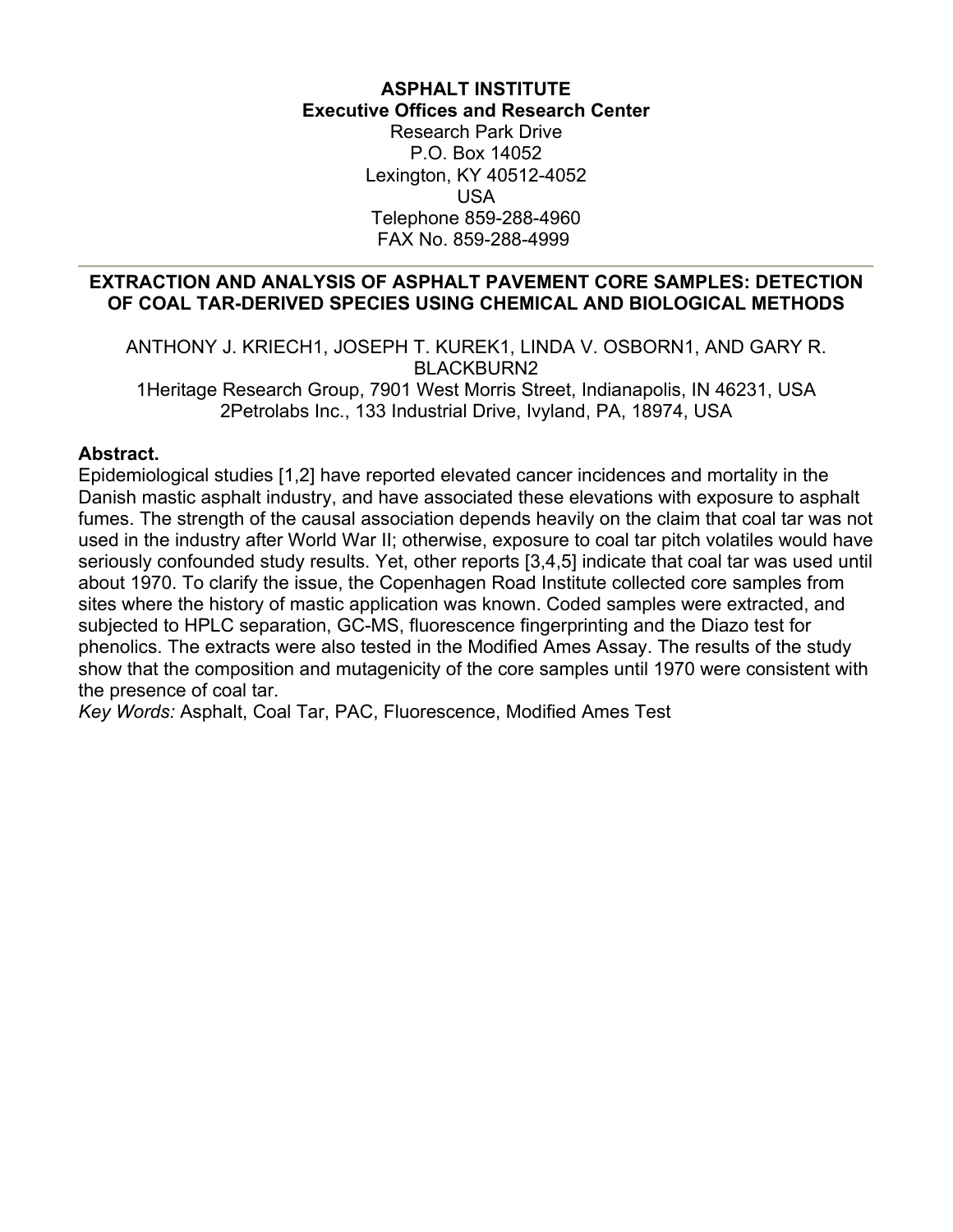**ASPHALT INSTITUTE**
**Executive Offices and Research Center**
Research Park Drive
P.O. Box 14052
Lexington, KY 40512-4052
USA
Telephone 859-288-4960
FAX No. 859-288-4999

---

# EXTRACTION AND ANALYSIS OF ASPHALT PAVEMENT CORE SAMPLES: DETECTION OF COAL TAR-DERIVED SPECIES USING CHEMICAL AND BIOLOGICAL METHODS

ANTHONY J. KRIECH[1], JOSEPH T. KUREK[1], LINDA V. OSBORN[1], AND GARY R. BLACKBURN[2]

[1]Heritage Research Group, 7901 West Morris Street, Indianapolis, IN 46231, USA
[2]Petrolabs Inc., 133 Industrial Drive, Ivyland, PA, 18974, USA

**Abstract.**
Epidemiological studies [1,2] have reported elevated cancer incidences and mortality in the Danish mastic asphalt industry, and have associated these elevations with exposure to asphalt fumes. The strength of the causal association depends heavily on the claim that coal tar was not used in the industry after World War II; otherwise, exposure to coal tar pitch volatiles would have seriously confounded study results. Yet, other reports [3,4,5] indicate that coal tar was used until about 1970. To clarify the issue, the Copenhagen Road Institute collected core samples from sites where the history of mastic application was known. Coded samples were extracted, and subjected to HPLC separation, GC-MS, fluorescence fingerprinting and the Diazo test for phenolics. The extracts were also tested in the Modified Ames Assay. The results of the study show that the composition and mutagenicity of the core samples until 1970 were consistent with the presence of coal tar.
*Key Words:* Asphalt, Coal Tar, PAC, Fluorescence, Modified Ames Test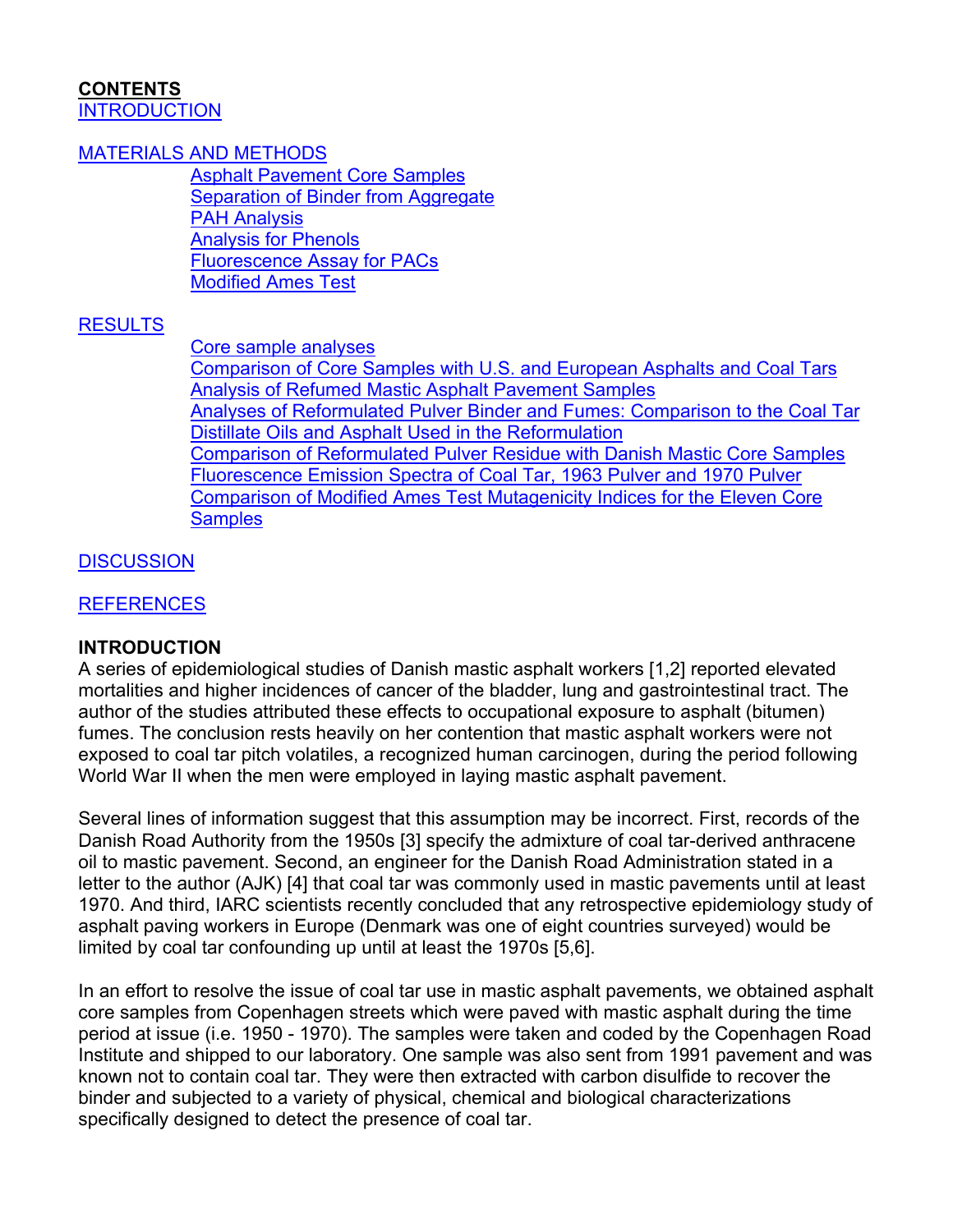**CONTENTS**

INTRODUCTION

MATERIALS AND METHODS

- Asphalt Pavement Core Samples
- Separation of Binder from Aggregate
- PAH Analysis
- Analysis for Phenols
- Fluorescence Assay for PACs
- Modified Ames Test

RESULTS

- Core sample analyses
- Comparison of Core Samples with U.S. and European Asphalts and Coal Tars
- Analysis of Refumed Mastic Asphalt Pavement Samples
- Analyses of Reformulated Pulver Binder and Fumes: Comparison to the Coal Tar Distillate Oils and Asphalt Used in the Reformulation
- Comparison of Reformulated Pulver Residue with Danish Mastic Core Samples
- Fluorescence Emission Spectra of Coal Tar, 1963 Pulver and 1970 Pulver
- Comparison of Modified Ames Test Mutagenicity Indices for the Eleven Core Samples

DISCUSSION

REFERENCES

## INTRODUCTION

A series of epidemiological studies of Danish mastic asphalt workers [1,2] reported elevated mortalities and higher incidences of cancer of the bladder, lung and gastrointestinal tract. The author of the studies attributed these effects to occupational exposure to asphalt (bitumen) fumes. The conclusion rests heavily on her contention that mastic asphalt workers were not exposed to coal tar pitch volatiles, a recognized human carcinogen, during the period following World War II when the men were employed in laying mastic asphalt pavement.

Several lines of information suggest that this assumption may be incorrect. First, records of the Danish Road Authority from the 1950s [3] specify the admixture of coal tar-derived anthracene oil to mastic pavement. Second, an engineer for the Danish Road Administration stated in a letter to the author (AJK) [4] that coal tar was commonly used in mastic pavements until at least 1970. And third, IARC scientists recently concluded that any retrospective epidemiology study of asphalt paving workers in Europe (Denmark was one of eight countries surveyed) would be limited by coal tar confounding up until at least the 1970s [5,6].

In an effort to resolve the issue of coal tar use in mastic asphalt pavements, we obtained asphalt core samples from Copenhagen streets which were paved with mastic asphalt during the time period at issue (i.e. 1950 - 1970). The samples were taken and coded by the Copenhagen Road Institute and shipped to our laboratory. One sample was also sent from 1991 pavement and was known not to contain coal tar. They were then extracted with carbon disulfide to recover the binder and subjected to a variety of physical, chemical and biological characterizations specifically designed to detect the presence of coal tar.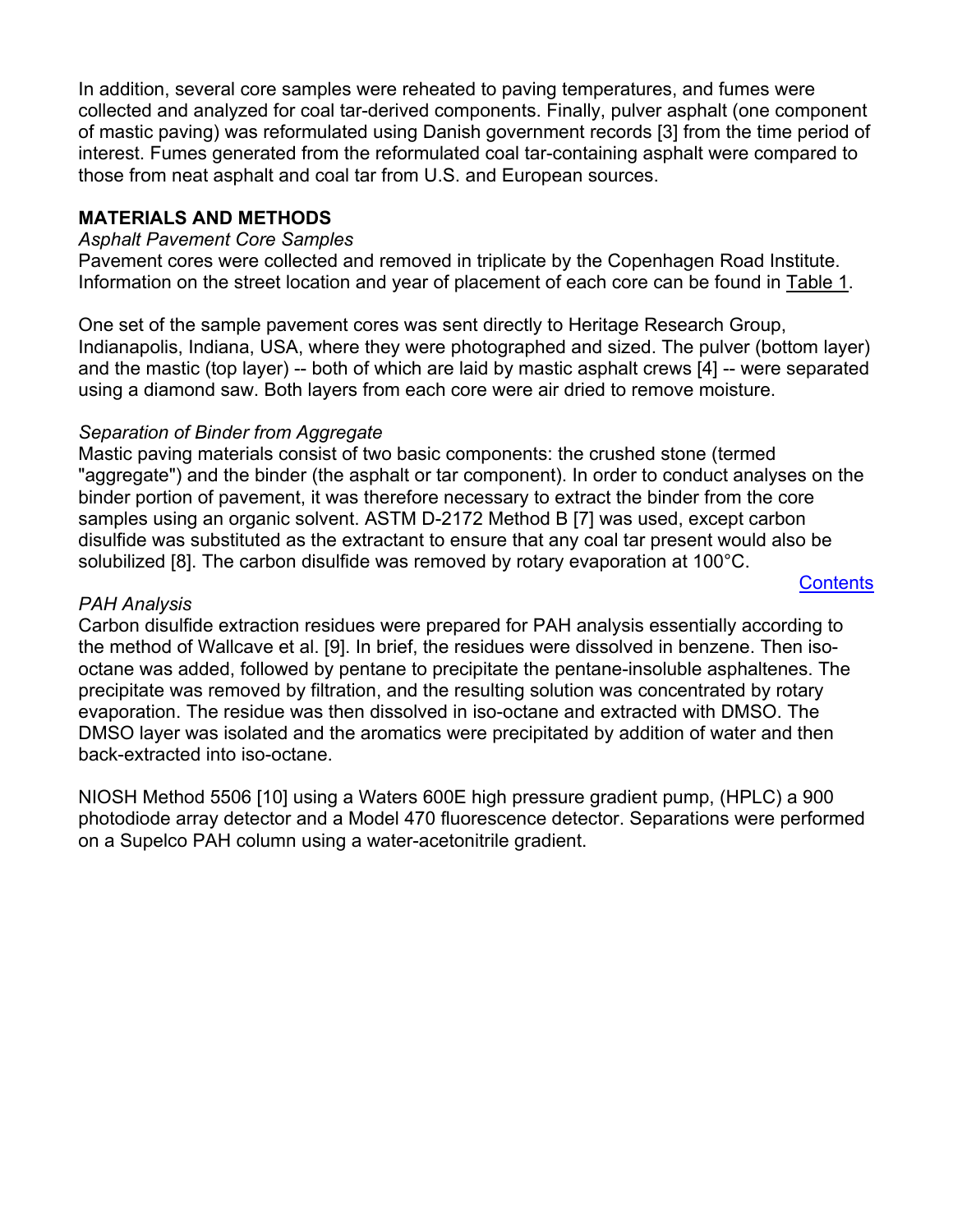In addition, several core samples were reheated to paving temperatures, and fumes were collected and analyzed for coal tar-derived components. Finally, pulver asphalt (one component of mastic paving) was reformulated using Danish government records [3] from the time period of interest. Fumes generated from the reformulated coal tar-containing asphalt were compared to those from neat asphalt and coal tar from U.S. and European sources.

## MATERIALS AND METHODS

*Asphalt Pavement Core Samples*

Pavement cores were collected and removed in triplicate by the Copenhagen Road Institute. Information on the street location and year of placement of each core can be found in Table 1.

One set of the sample pavement cores was sent directly to Heritage Research Group, Indianapolis, Indiana, USA, where they were photographed and sized. The pulver (bottom layer) and the mastic (top layer) -- both of which are laid by mastic asphalt crews [4] -- were separated using a diamond saw. Both layers from each core were air dried to remove moisture.

*Separation of Binder from Aggregate*

Mastic paving materials consist of two basic components: the crushed stone (termed "aggregate") and the binder (the asphalt or tar component). In order to conduct analyses on the binder portion of pavement, it was therefore necessary to extract the binder from the core samples using an organic solvent. ASTM D-2172 Method B [7] was used, except carbon disulfide was substituted as the extractant to ensure that any coal tar present would also be solubilized [8]. The carbon disulfide was removed by rotary evaporation at 100°C.

Contents

*PAH Analysis*

Carbon disulfide extraction residues were prepared for PAH analysis essentially according to the method of Wallcave et al. [9]. In brief, the residues were dissolved in benzene. Then iso-octane was added, followed by pentane to precipitate the pentane-insoluble asphaltenes. The precipitate was removed by filtration, and the resulting solution was concentrated by rotary evaporation. The residue was then dissolved in iso-octane and extracted with DMSO. The DMSO layer was isolated and the aromatics were precipitated by addition of water and then back-extracted into iso-octane.

NIOSH Method 5506 [10] using a Waters 600E high pressure gradient pump, (HPLC) a 900 photodiode array detector and a Model 470 fluorescence detector. Separations were performed on a Supelco PAH column using a water-acetonitrile gradient.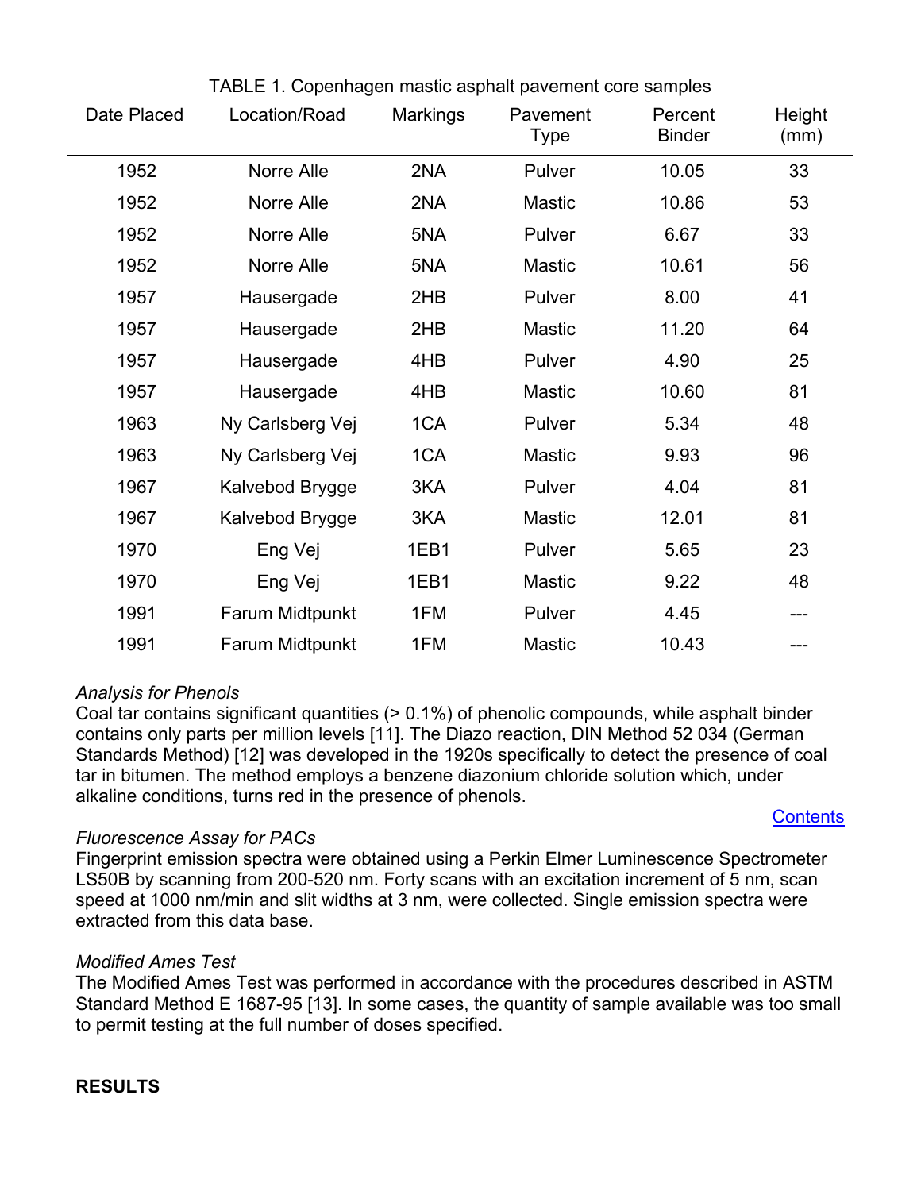TABLE 1. Copenhagen mastic asphalt pavement core samples

| Date Placed | Location/Road | Markings | Pavement Type | Percent Binder | Height (mm) |
|---|---|---|---|---|---|
| 1952 | Norre Alle | 2NA | Pulver | 10.05 | 33 |
| 1952 | Norre Alle | 2NA | Mastic | 10.86 | 53 |
| 1952 | Norre Alle | 5NA | Pulver | 6.67 | 33 |
| 1952 | Norre Alle | 5NA | Mastic | 10.61 | 56 |
| 1957 | Hausergade | 2HB | Pulver | 8.00 | 41 |
| 1957 | Hausergade | 2HB | Mastic | 11.20 | 64 |
| 1957 | Hausergade | 4HB | Pulver | 4.90 | 25 |
| 1957 | Hausergade | 4HB | Mastic | 10.60 | 81 |
| 1963 | Ny Carlsberg Vej | 1CA | Pulver | 5.34 | 48 |
| 1963 | Ny Carlsberg Vej | 1CA | Mastic | 9.93 | 96 |
| 1967 | Kalvebod Brygge | 3KA | Pulver | 4.04 | 81 |
| 1967 | Kalvebod Brygge | 3KA | Mastic | 12.01 | 81 |
| 1970 | Eng Vej | 1EB1 | Pulver | 5.65 | 23 |
| 1970 | Eng Vej | 1EB1 | Mastic | 9.22 | 48 |
| 1991 | Farum Midtpunkt | 1FM | Pulver | 4.45 | --- |
| 1991 | Farum Midtpunkt | 1FM | Mastic | 10.43 | --- |

*Analysis for Phenols*

Coal tar contains significant quantities (> 0.1%) of phenolic compounds, while asphalt binder contains only parts per million levels [11]. The Diazo reaction, DIN Method 52 034 (German Standards Method) [12] was developed in the 1920s specifically to detect the presence of coal tar in bitumen. The method employs a benzene diazonium chloride solution which, under alkaline conditions, turns red in the presence of phenols.

Contents

*Fluorescence Assay for PACs*

Fingerprint emission spectra were obtained using a Perkin Elmer Luminescence Spectrometer LS50B by scanning from 200-520 nm. Forty scans with an excitation increment of 5 nm, scan speed at 1000 nm/min and slit widths at 3 nm, were collected. Single emission spectra were extracted from this data base.

*Modified Ames Test*

The Modified Ames Test was performed in accordance with the procedures described in ASTM Standard Method E 1687-95 [13]. In some cases, the quantity of sample available was too small to permit testing at the full number of doses specified.

**RESULTS**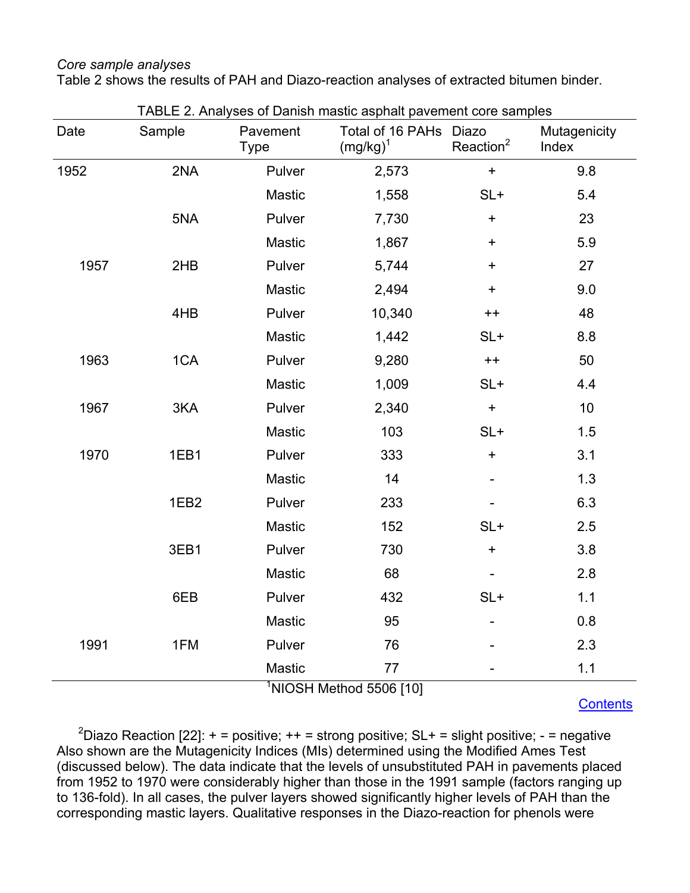*Core sample analyses*

Table 2 shows the results of PAH and Diazo-reaction analyses of extracted bitumen binder.

TABLE 2. Analyses of Danish mastic asphalt pavement core samples

| Date | Sample | Pavement Type | Total of 16 PAHs (mg/kg)[1] | Diazo Reaction[2] | Mutagenicity Index |
|---|---|---|---|---|---|
| 1952 | 2NA | Pulver | 2,573 | + | 9.8 |
| | | Mastic | 1,558 | SL+ | 5.4 |
| | 5NA | Pulver | 7,730 | + | 23 |
| | | Mastic | 1,867 | + | 5.9 |
| 1957 | 2HB | Pulver | 5,744 | + | 27 |
| | | Mastic | 2,494 | + | 9.0 |
| | 4HB | Pulver | 10,340 | ++ | 48 |
| | | Mastic | 1,442 | SL+ | 8.8 |
| 1963 | 1CA | Pulver | 9,280 | ++ | 50 |
| | | Mastic | 1,009 | SL+ | 4.4 |
| 1967 | 3KA | Pulver | 2,340 | + | 10 |
| | | Mastic | 103 | SL+ | 1.5 |
| 1970 | 1EB1 | Pulver | 333 | + | 3.1 |
| | | Mastic | 14 | - | 1.3 |
| | 1EB2 | Pulver | 233 | - | 6.3 |
| | | Mastic | 152 | SL+ | 2.5 |
| | 3EB1 | Pulver | 730 | + | 3.8 |
| | | Mastic | 68 | - | 2.8 |
| | 6EB | Pulver | 432 | SL+ | 1.1 |
| | | Mastic | 95 | - | 0.8 |
| 1991 | 1FM | Pulver | 76 | - | 2.3 |
| | | Mastic | 77 | - | 1.1 |

[1]NIOSH Method 5506 [10]

Contents

[2]Diazo Reaction [22]: + = positive; ++ = strong positive; SL+ = slight positive; - = negative

Also shown are the Mutagenicity Indices (MIs) determined using the Modified Ames Test (discussed below). The data indicate that the levels of unsubstituted PAH in pavements placed from 1952 to 1970 were considerably higher than those in the 1991 sample (factors ranging up to 136-fold). In all cases, the pulver layers showed significantly higher levels of PAH than the corresponding mastic layers. Qualitative responses in the Diazo-reaction for phenols were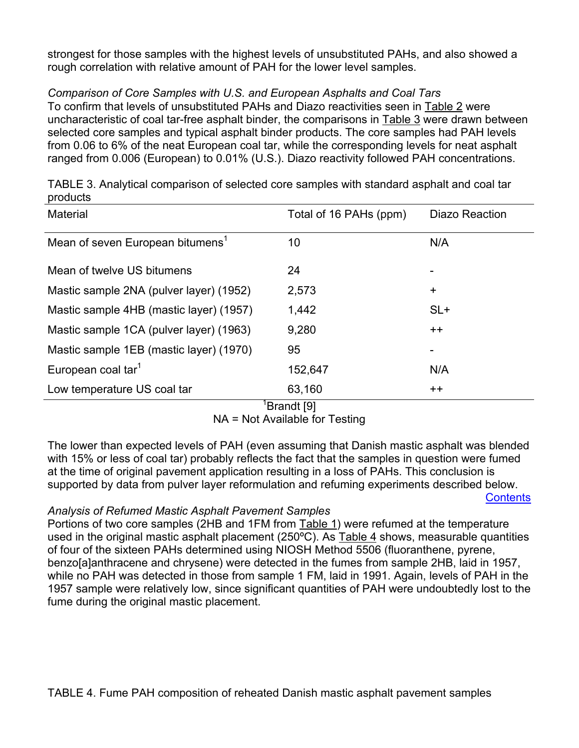strongest for those samples with the highest levels of unsubstituted PAHs, and also showed a rough correlation with relative amount of PAH for the lower level samples.

*Comparison of Core Samples with U.S. and European Asphalts and Coal Tars*

To confirm that levels of unsubstituted PAHs and Diazo reactivities seen in Table 2 were uncharacteristic of coal tar-free asphalt binder, the comparisons in Table 3 were drawn between selected core samples and typical asphalt binder products. The core samples had PAH levels from 0.06 to 6% of the neat European coal tar, while the corresponding levels for neat asphalt ranged from 0.006 (European) to 0.01% (U.S.). Diazo reactivity followed PAH concentrations.

TABLE 3. Analytical comparison of selected core samples with standard asphalt and coal tar products

| Material | Total of 16 PAHs (ppm) | Diazo Reaction |
|---|---|---|
| Mean of seven European bitumens[1] | 10 | N/A |
| Mean of twelve US bitumens | 24 | - |
| Mastic sample 2NA (pulver layer) (1952) | 2,573 | + |
| Mastic sample 4HB (mastic layer) (1957) | 1,442 | SL+ |
| Mastic sample 1CA (pulver layer) (1963) | 9,280 | ++ |
| Mastic sample 1EB (mastic layer) (1970) | 95 | - |
| European coal tar[1] | 152,647 | N/A |
| Low temperature US coal tar | 63,160 | ++ |

[1]Brandt [9]

NA = Not Available for Testing

The lower than expected levels of PAH (even assuming that Danish mastic asphalt was blended with 15% or less of coal tar) probably reflects the fact that the samples in question were fumed at the time of original pavement application resulting in a loss of PAHs. This conclusion is supported by data from pulver layer reformulation and refuming experiments described below.

Contents

*Analysis of Refumed Mastic Asphalt Pavement Samples*

Portions of two core samples (2HB and 1FM from Table 1) were refumed at the temperature used in the original mastic asphalt placement (250ºC). As Table 4 shows, measurable quantities of four of the sixteen PAHs determined using NIOSH Method 5506 (fluoranthene, pyrene, benzo[a]anthracene and chrysene) were detected in the fumes from sample 2HB, laid in 1957, while no PAH was detected in those from sample 1 FM, laid in 1991. Again, levels of PAH in the 1957 sample were relatively low, since significant quantities of PAH were undoubtedly lost to the fume during the original mastic placement.

TABLE 4. Fume PAH composition of reheated Danish mastic asphalt pavement samples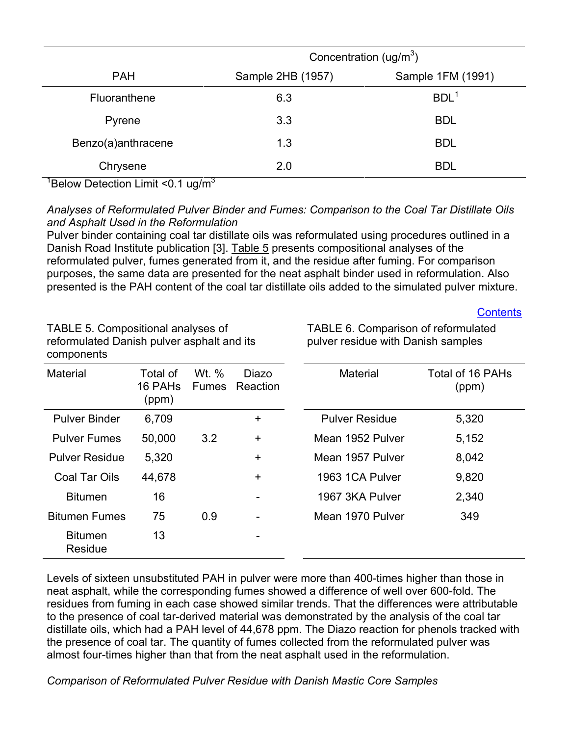| PAH | Concentration ($\mu g/m^3$) | |
|---|---|---|
| | Sample 2HB (1957) | Sample 1FM (1991) |
| Fluoranthene | 6.3 | BDL[1] |
| Pyrene | 3.3 | BDL |
| Benzo(a)anthracene | 1.3 | BDL |
| Chrysene | 2.0 | BDL |

[1]Below Detection Limit <0.1 $\mu g/m^3$

*Analyses of Reformulated Pulver Binder and Fumes: Comparison to the Coal Tar Distillate Oils and Asphalt Used in the Reformulation*

Pulver binder containing coal tar distillate oils was reformulated using procedures outlined in a Danish Road Institute publication [3]. Table 5 presents compositional analyses of the reformulated pulver, fumes generated from it, and the residue after fuming. For comparison purposes, the same data are presented for the neat asphalt binder used in reformulation. Also presented is the PAH content of the coal tar distillate oils added to the simulated pulver mixture.

Contents

TABLE 5. Compositional analyses of reformulated Danish pulver asphalt and its components

| Material | Total of 16 PAHs (ppm) | Wt. % Fumes | Diazo Reaction |
|---|---|---|---|
| Pulver Binder | 6,709 | | + |
| Pulver Fumes | 50,000 | 3.2 | + |
| Pulver Residue | 5,320 | | + |
| Coal Tar Oils | 44,678 | | + |
| Bitumen | 16 | | - |
| Bitumen Fumes | 75 | 0.9 | - |
| Bitumen Residue | 13 | | - |

TABLE 6. Comparison of reformulated pulver residue with Danish samples

| Material | Total of 16 PAHs (ppm) |
|---|---|
| Pulver Residue | 5,320 |
| Mean 1952 Pulver | 5,152 |
| Mean 1957 Pulver | 8,042 |
| 1963 1CA Pulver | 9,820 |
| 1967 3KA Pulver | 2,340 |
| Mean 1970 Pulver | 349 |

Levels of sixteen unsubstituted PAH in pulver were more than 400-times higher than those in neat asphalt, while the corresponding fumes showed a difference of well over 600-fold. The residues from fuming in each case showed similar trends. That the differences were attributable to the presence of coal tar-derived material was demonstrated by the analysis of the coal tar distillate oils, which had a PAH level of 44,678 ppm. The Diazo reaction for phenols tracked with the presence of coal tar. The quantity of fumes collected from the reformulated pulver was almost four-times higher than that from the neat asphalt used in the reformulation.

*Comparison of Reformulated Pulver Residue with Danish Mastic Core Samples*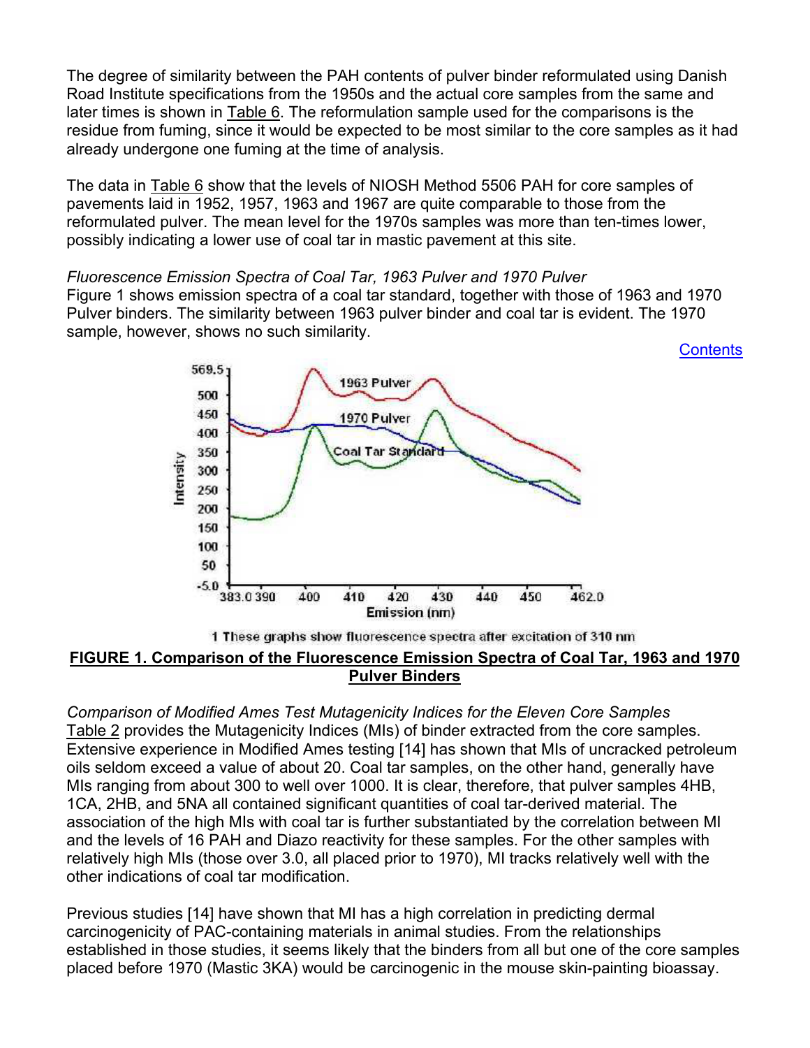The degree of similarity between the PAH contents of pulver binder reformulated using Danish Road Institute specifications from the 1950s and the actual core samples from the same and later times is shown in Table 6. The reformulation sample used for the comparisons is the residue from fuming, since it would be expected to be most similar to the core samples as it had already undergone one fuming at the time of analysis.

The data in Table 6 show that the levels of NIOSH Method 5506 PAH for core samples of pavements laid in 1952, 1957, 1963 and 1967 are quite comparable to those from the reformulated pulver. The mean level for the 1970s samples was more than ten-times lower, possibly indicating a lower use of coal tar in mastic pavement at this site.

*Fluorescence Emission Spectra of Coal Tar, 1963 Pulver and 1970 Pulver*

Figure 1 shows emission spectra of a coal tar standard, together with those of 1963 and 1970 Pulver binders. The similarity between 1963 pulver binder and coal tar is evident. The 1970 sample, however, shows no such similarity.

Contents

1 These graphs show fluorescence spectra after excitation of 310 nm

**FIGURE 1. Comparison of the Fluorescence Emission Spectra of Coal Tar, 1963 and 1970 Pulver Binders**

*Comparison of Modified Ames Test Mutagenicity Indices for the Eleven Core Samples*

Table 2 provides the Mutagenicity Indices (MIs) of binder extracted from the core samples. Extensive experience in Modified Ames testing [14] has shown that MIs of uncracked petroleum oils seldom exceed a value of about 20. Coal tar samples, on the other hand, generally have MIs ranging from about 300 to well over 1000. It is clear, therefore, that pulver samples 4HB, 1CA, 2HB, and 5NA all contained significant quantities of coal tar-derived material. The association of the high MIs with coal tar is further substantiated by the correlation between MI and the levels of 16 PAH and Diazo reactivity for these samples. For the other samples with relatively high MIs (those over 3.0, all placed prior to 1970), MI tracks relatively well with the other indications of coal tar modification.

Previous studies [14] have shown that MI has a high correlation in predicting dermal carcinogenicity of PAC-containing materials in animal studies. From the relationships established in those studies, it seems likely that the binders from all but one of the core samples placed before 1970 (Mastic 3KA) would be carcinogenic in the mouse skin-painting bioassay.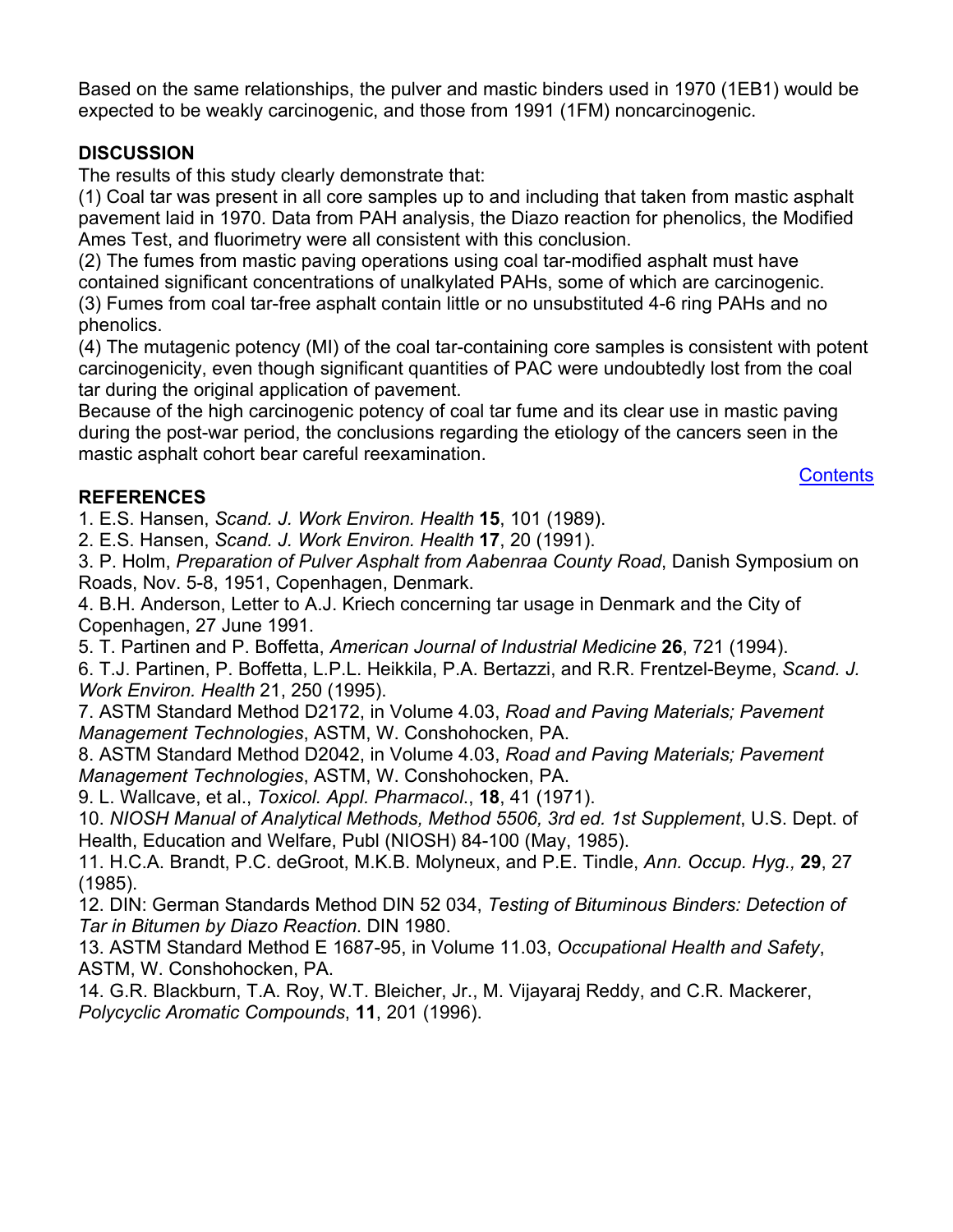Based on the same relationships, the pulver and mastic binders used in 1970 (1EB1) would be expected to be weakly carcinogenic, and those from 1991 (1FM) noncarcinogenic.

## DISCUSSION

The results of this study clearly demonstrate that:

(1) Coal tar was present in all core samples up to and including that taken from mastic asphalt pavement laid in 1970. Data from PAH analysis, the Diazo reaction for phenolics, the Modified Ames Test, and fluorimetry were all consistent with this conclusion.

(2) The fumes from mastic paving operations using coal tar-modified asphalt must have contained significant concentrations of unalkylated PAHs, some of which are carcinogenic.

(3) Fumes from coal tar-free asphalt contain little or no unsubstituted 4-6 ring PAHs and no phenolics.

(4) The mutagenic potency (MI) of the coal tar-containing core samples is consistent with potent carcinogenicity, even though significant quantities of PAC were undoubtedly lost from the coal tar during the original application of pavement.

Because of the high carcinogenic potency of coal tar fume and its clear use in mastic paving during the post-war period, the conclusions regarding the etiology of the cancers seen in the mastic asphalt cohort bear careful reexamination.

Contents

## REFERENCES

1. E.S. Hansen, *Scand. J. Work Environ. Health* **15**, 101 (1989).
2. E.S. Hansen, *Scand. J. Work Environ. Health* **17**, 20 (1991).
3. P. Holm, *Preparation of Pulver Asphalt from Aabenraa County Road*, Danish Symposium on Roads, Nov. 5-8, 1951, Copenhagen, Denmark.
4. B.H. Anderson, Letter to A.J. Kriech concerning tar usage in Denmark and the City of Copenhagen, 27 June 1991.
5. T. Partinen and P. Boffetta, *American Journal of Industrial Medicine* **26**, 721 (1994).
6. T.J. Partinen, P. Boffetta, L.P.L. Heikkila, P.A. Bertazzi, and R.R. Frentzel-Beyme, *Scand. J. Work Environ. Health* 21, 250 (1995).
7. ASTM Standard Method D2172, in Volume 4.03, *Road and Paving Materials; Pavement Management Technologies*, ASTM, W. Conshohocken, PA.
8. ASTM Standard Method D2042, in Volume 4.03, *Road and Paving Materials; Pavement Management Technologies*, ASTM, W. Conshohocken, PA.
9. L. Wallcave, et al., *Toxicol. Appl. Pharmacol.*, **18**, 41 (1971).
10. *NIOSH Manual of Analytical Methods, Method 5506, 3rd ed. 1st Supplement*, U.S. Dept. of Health, Education and Welfare, Publ (NIOSH) 84-100 (May, 1985).
11. H.C.A. Brandt, P.C. deGroot, M.K.B. Molyneux, and P.E. Tindle, *Ann. Occup. Hyg.,* **29**, 27 (1985).
12. DIN: German Standards Method DIN 52 034, *Testing of Bituminous Binders: Detection of Tar in Bitumen by Diazo Reaction.* DIN 1980.
13. ASTM Standard Method E 1687-95, in Volume 11.03, *Occupational Health and Safety*, ASTM, W. Conshohocken, PA.
14. G.R. Blackburn, T.A. Roy, W.T. Bleicher, Jr., M. Vijayaraj Reddy, and C.R. Mackerer, *Polycyclic Aromatic Compounds*, **11**, 201 (1996).